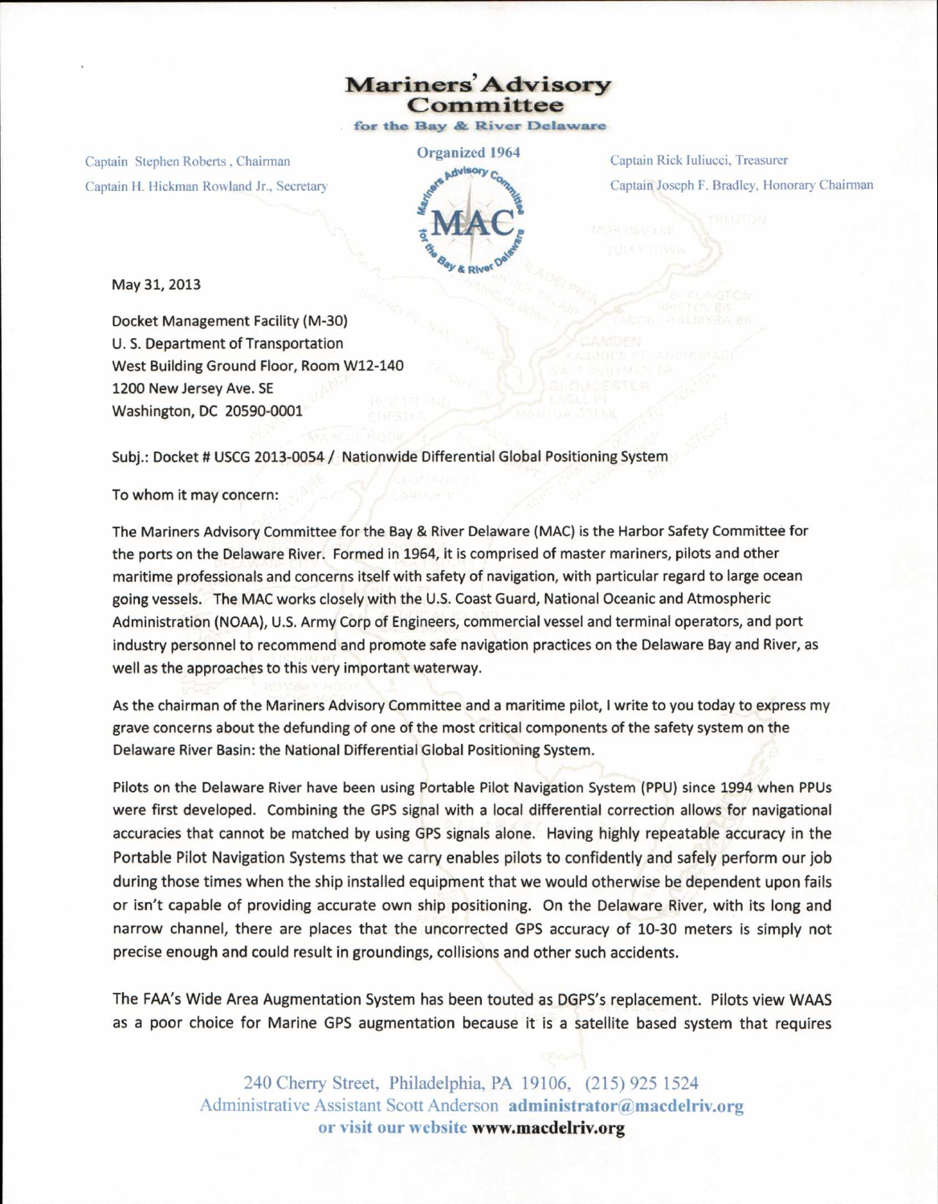# Mariners' Advisory Committee

for the Bay & River Delaware

Organized 1964

Captain Stephen Roberts, Chairman
Captain H. Hickman Rowland Jr., Secretary

Captain Rick Iuliucci, Treasurer
Captain Joseph F. Bradley, Honorary Chairman

May 31, 2013

Docket Management Facility (M-30)
U. S. Department of Transportation
West Building Ground Floor, Room W12-140
1200 New Jersey Ave. SE
Washington, DC 20590-0001

Subj.: Docket # USCG 2013-0054 / Nationwide Differential Global Positioning System

To whom it may concern:

The Mariners Advisory Committee for the Bay & River Delaware (MAC) is the Harbor Safety Committee for the ports on the Delaware River. Formed in 1964, it is comprised of master mariners, pilots and other maritime professionals and concerns itself with safety of navigation, with particular regard to large ocean going vessels. The MAC works closely with the U.S. Coast Guard, National Oceanic and Atmospheric Administration (NOAA), U.S. Army Corp of Engineers, commercial vessel and terminal operators, and port industry personnel to recommend and promote safe navigation practices on the Delaware Bay and River, as well as the approaches to this very important waterway.

As the chairman of the Mariners Advisory Committee and a maritime pilot, I write to you today to express my grave concerns about the defunding of one of the most critical components of the safety system on the Delaware River Basin: the National Differential Global Positioning System.

Pilots on the Delaware River have been using Portable Pilot Navigation System (PPU) since 1994 when PPUs were first developed. Combining the GPS signal with a local differential correction allows for navigational accuracies that cannot be matched by using GPS signals alone. Having highly repeatable accuracy in the Portable Pilot Navigation Systems that we carry enables pilots to confidently and safely perform our job during those times when the ship installed equipment that we would otherwise be dependent upon fails or isn't capable of providing accurate own ship positioning. On the Delaware River, with its long and narrow channel, there are places that the uncorrected GPS accuracy of 10-30 meters is simply not precise enough and could result in groundings, collisions and other such accidents.

The FAA's Wide Area Augmentation System has been touted as DGPS's replacement. Pilots view WAAS as a poor choice for Marine GPS augmentation because it is a satellite based system that requires

240 Cherry Street, Philadelphia, PA 19106, (215) 925 1524
Administrative Assistant Scott Anderson **administrator@macdelriv.org**
or visit our website **www.macdelriv.org**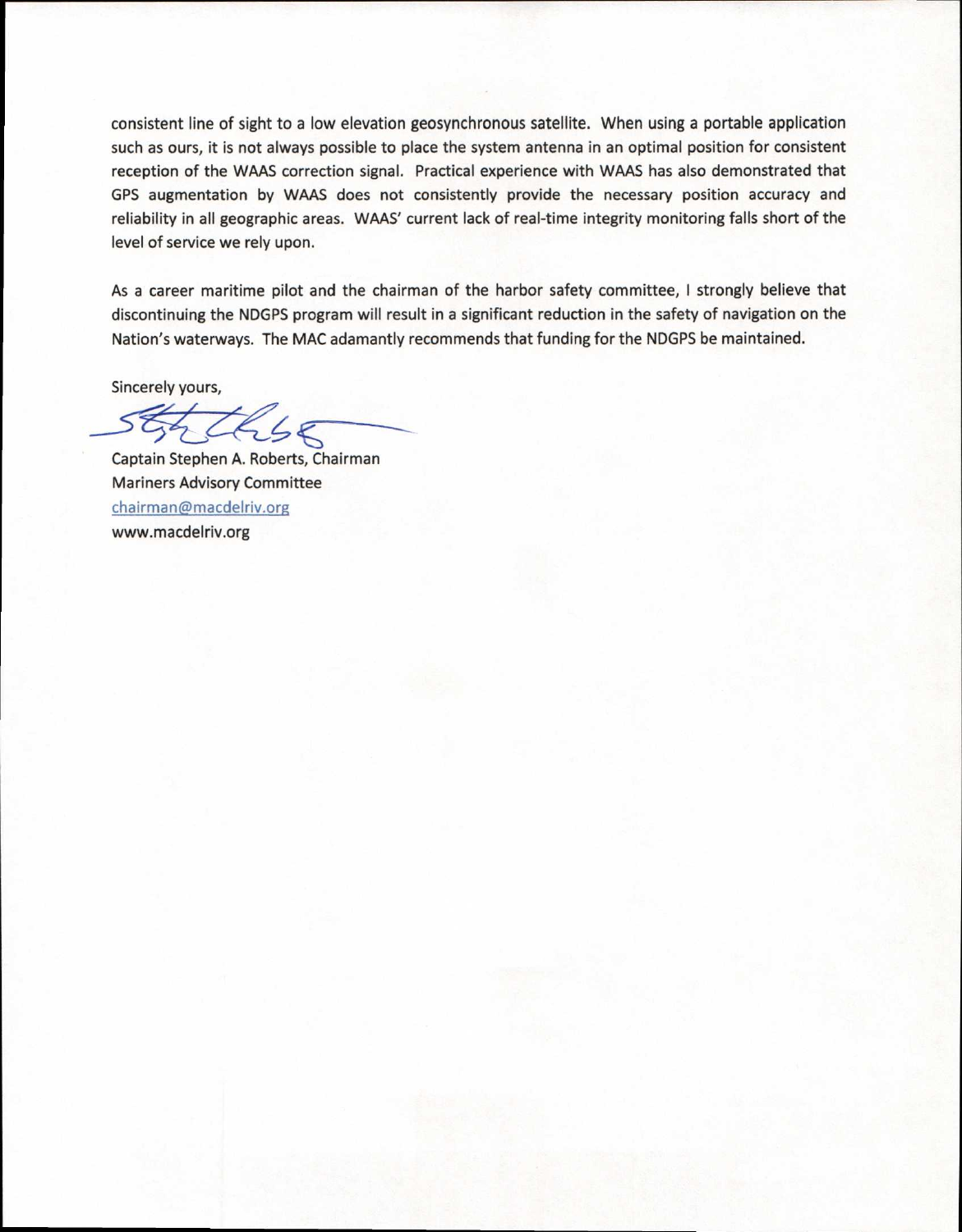consistent line of sight to a low elevation geosynchronous satellite. When using a portable application such as ours, it is not always possible to place the system antenna in an optimal position for consistent reception of the WAAS correction signal. Practical experience with WAAS has also demonstrated that GPS augmentation by WAAS does not consistently provide the necessary position accuracy and reliability in all geographic areas. WAAS' current lack of real-time integrity monitoring falls short of the level of service we rely upon.

As a career maritime pilot and the chairman of the harbor safety committee, I strongly believe that discontinuing the NDGPS program will result in a significant reduction in the safety of navigation on the Nation's waterways. The MAC adamantly recommends that funding for the NDGPS be maintained.

Sincerely yours,

Captain Stephen A. Roberts, Chairman
Mariners Advisory Committee
chairman@macdelriv.org
www.macdelriv.org